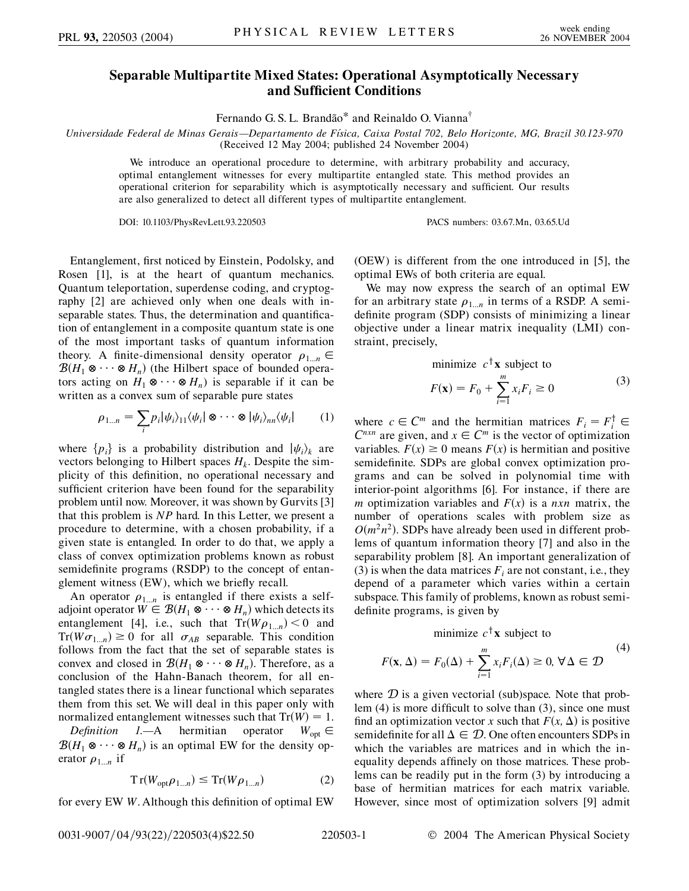# Separable Multipartite Mixed States: Operational Asymptotically Necessary and Sufficient Conditions

Fernando G. S. L. Brandão* and Reinaldo O. Vianna†

*Universidade Federal de Minas Gerais—Departamento de Física, Caixa Postal 702, Belo Horizonte, MG, Brazil 30.123-970*
(Received 12 May 2004; published 24 November 2004)

We introduce an operational procedure to determine, with arbitrary probability and accuracy, optimal entanglement witnesses for every multipartite entangled state. This method provides an operational criterion for separability which is asymptotically necessary and sufficient. Our results are also generalized to detect all different types of multipartite entanglement.

DOI: 10.1103/PhysRevLett.93.220503 PACS numbers: 03.67.Mn, 03.65.Ud

Entanglement, first noticed by Einstein, Podolsky, and Rosen [1], is at the heart of quantum mechanics. Quantum teleportation, superdense coding, and cryptography [2] are achieved only when one deals with inseparable states. Thus, the determination and quantification of entanglement in a composite quantum state is one of the most important tasks of quantum information theory. A finite-dimensional density operator $\rho_{1\ldots n} \in \mathcal{B}(H_1 \otimes \cdots \otimes H_n)$ (the Hilbert space of bounded operators acting on $H_1 \otimes \cdots \otimes H_n$) is separable if it can be written as a convex sum of separable pure states

$$\rho_{1\ldots n} = \sum_i p_i |\psi_i\rangle_{11}\langle\psi_i| \otimes \cdots \otimes |\psi_i\rangle_{nn}\langle\psi_i| \tag{1}$$

where $\{p_i\}$ is a probability distribution and $|\psi_i\rangle_k$ are vectors belonging to Hilbert spaces $H_k$. Despite the simplicity of this definition, no operational necessary and sufficient criterion have been found for the separability problem until now. Moreover, it was shown by Gurvits [3] that this problem is *NP* hard. In this Letter, we present a procedure to determine, with a chosen probability, if a given state is entangled. In order to do that, we apply a class of convex optimization problems known as robust semidefinite programs (RSDP) to the concept of entanglement witness (EW), which we briefly recall.

An operator $\rho_{1\ldots n}$ is entangled if there exists a self-adjoint operator $W \in \mathcal{B}(H_1 \otimes \cdots \otimes H_n)$ which detects its entanglement [4], i.e., such that $\mathrm{Tr}(W\rho_{1\ldots n}) < 0$ and $\mathrm{Tr}(W\sigma_{1\ldots n}) \geq 0$ for all $\sigma_{AB}$ separable. This condition follows from the fact that the set of separable states is convex and closed in $\mathcal{B}(H_1 \otimes \cdots \otimes H_n)$. Therefore, as a conclusion of the Hahn-Banach theorem, for all entangled states there is a linear functional which separates them from this set. We will deal in this paper only with normalized entanglement witnesses such that $\mathrm{Tr}(W) = 1$.

*Definition 1.*—A hermitian operator $W_{\mathrm{opt}} \in \mathcal{B}(H_1 \otimes \cdots \otimes H_n)$ is an optimal EW for the density operator $\rho_{1\ldots n}$ if

$$\mathrm{Tr}(W_{\mathrm{opt}}\rho_{1\ldots n}) \leq \mathrm{Tr}(W\rho_{1\ldots n}) \tag{2}$$

for every EW $W$. Although this definition of optimal EW (OEW) is different from the one introduced in [5], the optimal EWs of both criteria are equal.

We may now express the search of an optimal EW for an arbitrary state $\rho_{1\ldots n}$ in terms of a RSDP. A semidefinite program (SDP) consists of minimizing a linear objective under a linear matrix inequality (LMI) constraint, precisely,

$$\text{minimize } c^{\dagger}\mathbf{x} \text{ subject to}$$
$$F(\mathbf{x}) = F_0 + \sum_{i=1}^{m} x_i F_i \geq 0 \tag{3}$$

where $c \in C^m$ and the hermitian matrices $F_i = F_i^{\dagger} \in C^{nxn}$ are given, and $x \in C^m$ is the vector of optimization variables. $F(x) \geq 0$ means $F(x)$ is hermitian and positive semidefinite. SDPs are global convex optimization programs and can be solved in polynomial time with interior-point algorithms [6]. For instance, if there are $m$ optimization variables and $F(x)$ is a $nxn$ matrix, the number of operations scales with problem size as $O(m^2n^2)$. SDPs have already been used in different problems of quantum information theory [7] and also in the separability problem [8]. An important generalization of (3) is when the data matrices $F_i$ are not constant, i.e., they depend of a parameter which varies within a certain subspace. This family of problems, known as robust semidefinite programs, is given by

$$\text{minimize } c^{\dagger}\mathbf{x} \text{ subject to}$$
$$F(\mathbf{x}, \Delta) = F_0(\Delta) + \sum_{i=1}^{m} x_i F_i(\Delta) \geq 0, \; \forall \Delta \in \mathcal{D} \tag{4}$$

where $\mathcal{D}$ is a given vectorial (sub)space. Note that problem (4) is more difficult to solve than (3), since one must find an optimization vector $x$ such that $F(x, \Delta)$ is positive semidefinite for all $\Delta \in \mathcal{D}$. One often encounters SDPs in which the variables are matrices and in which the inequality depends affinely on those matrices. These problems can be readily put in the form (3) by introducing a base of hermitian matrices for each matrix variable. However, since most of optimization solvers [9] admit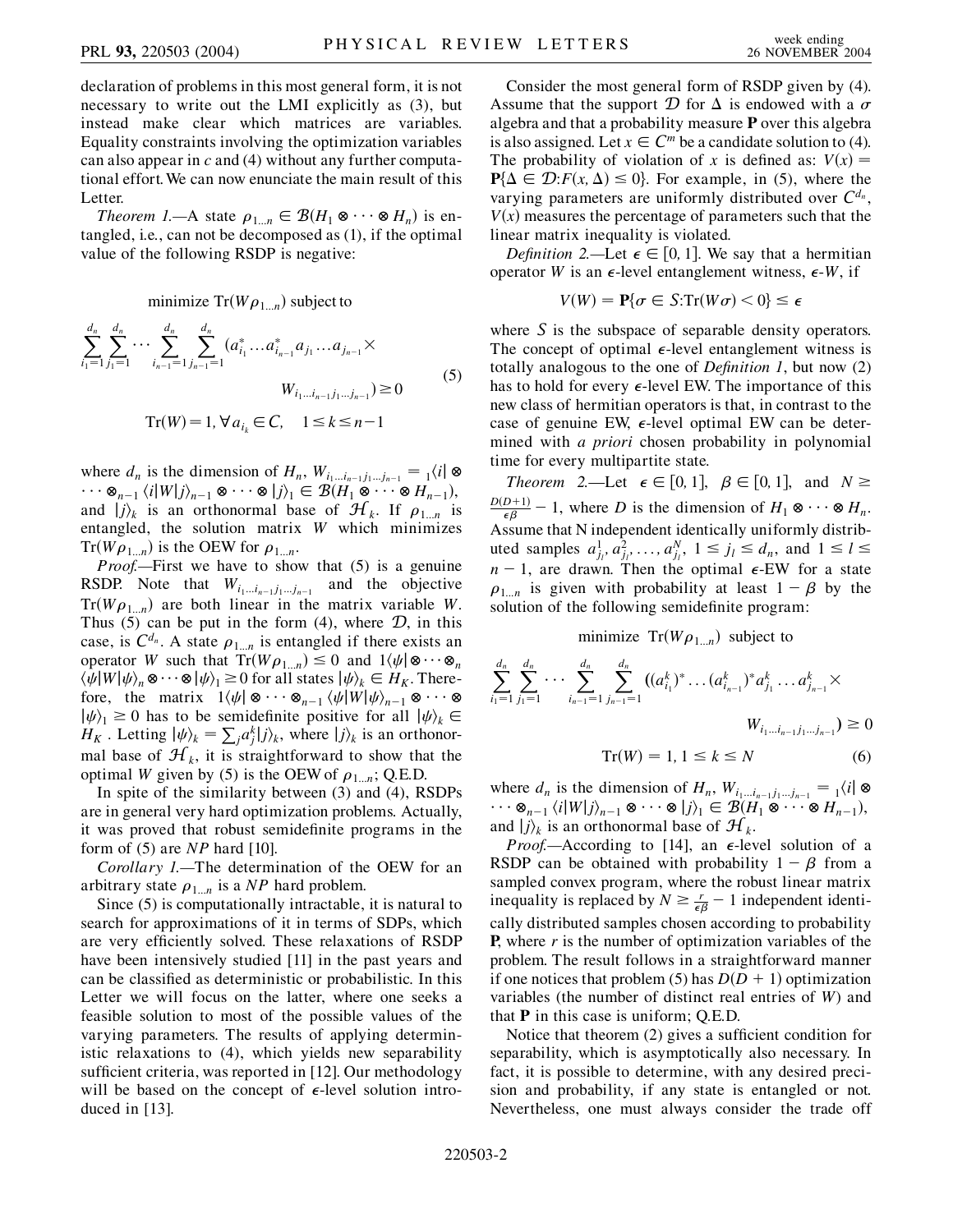declaration of problems in this most general form, it is not necessary to write out the LMI explicitly as (3), but instead make clear which matrices are variables. Equality constraints involving the optimization variables can also appear in $c$ and (4) without any further computational effort. We can now enunciate the main result of this Letter.

*Theorem 1.*—A state $\rho_{1\ldots n} \in \mathcal{B}(H_1 \otimes \cdots \otimes H_n)$ is entangled, i.e., can not be decomposed as (1), if the optimal value of the following RSDP is negative:

$$\text{minimize } \mathrm{Tr}(W\rho_{1\ldots n}) \text{ subject to}$$

$$\sum_{i_1=1}^{d_n}\sum_{j_1=1}^{d_n}\cdots\sum_{i_{n-1}=1}^{d_n}\sum_{j_{n-1}=1}^{d_n}(a_{i_1}^*\ldots a_{i_{n-1}}^* a_{j_1}\ldots a_{j_{n-1}}\times W_{i_1\ldots i_{n-1}j_1\ldots j_{n-1}})\geq 0 \tag{5}$$

$$\mathrm{Tr}(W)=1, \forall a_{i_k}\in C, \quad 1\leq k\leq n-1$$

where $d_n$ is the dimension of $H_n$, $W_{i_1\ldots i_{n-1}j_1\ldots j_{n-1}} = {}_1\langle i| \otimes \cdots \otimes_{n-1}\langle i|W|j\rangle_{n-1} \otimes \cdots \otimes |j\rangle_1 \in \mathcal{B}(H_1 \otimes \cdots \otimes H_{n-1})$, and $|j\rangle_k$ is an orthonormal base of $\mathcal{H}_k$. If $\rho_{1\ldots n}$ is entangled, the solution matrix $W$ which minimizes $\mathrm{Tr}(W\rho_{1\ldots n})$ is the OEW for $\rho_{1\ldots n}$.

*Proof.*—First we have to show that (5) is a genuine RSDP. Note that $W_{i_1\ldots i_{n-1}j_1\ldots j_{n-1}}$ and the objective $\mathrm{Tr}(W\rho_{1\ldots n})$ are both linear in the matrix variable $W$. Thus (5) can be put in the form (4), where $\mathcal{D}$, in this case, is $C^{d_n}$. A state $\rho_{1\ldots n}$ is entangled if there exists an operator $W$ such that $\mathrm{Tr}(W\rho_{1\ldots n}) \leq 0$ and ${}_1\langle\psi| \otimes \cdots \otimes_n \langle\psi|W|\psi\rangle_n \otimes \cdots \otimes |\psi\rangle_1 \geq 0$ for all states $|\psi\rangle_k \in H_K$. Therefore, the matrix ${}_1\langle\psi| \otimes \cdots \otimes_{n-1}\langle\psi|W|\psi\rangle_{n-1} \otimes \cdots \otimes |\psi\rangle_1 \geq 0$ has to be semidefinite positive for all $|\psi\rangle_k \in H_K$. Letting $|\psi\rangle_k = \sum_j a_j^k |j\rangle_k$, where $|j\rangle_k$ is an orthonormal base of $\mathcal{H}_k$, it is straightforward to show that the optimal $W$ given by (5) is the OEW of $\rho_{1\ldots n}$; Q.E.D.

In spite of the similarity between (3) and (4), RSDPs are in general very hard optimization problems. Actually, it was proved that robust semidefinite programs in the form of (5) are *NP* hard [10].

*Corollary 1.*—The determination of the OEW for an arbitrary state $\rho_{1\ldots n}$ is a *NP* hard problem.

Since (5) is computationally intractable, it is natural to search for approximations of it in terms of SDPs, which are very efficiently solved. These relaxations of RSDP have been intensively studied [11] in the past years and can be classified as deterministic or probabilistic. In this Letter we will focus on the latter, where one seeks a feasible solution to most of the possible values of the varying parameters. The results of applying deterministic relaxations to (4), which yields new separability sufficient criteria, was reported in [12]. Our methodology will be based on the concept of $\epsilon$-level solution introduced in [13].

Consider the most general form of RSDP given by (4). Assume that the support $\mathcal{D}$ for $\Delta$ is endowed with a $\sigma$ algebra and that a probability measure $\mathbf{P}$ over this algebra is also assigned. Let $x \in C^m$ be a candidate solution to (4). The probability of violation of $x$ is defined as: $V(x) = \mathbf{P}\{\Delta \in \mathcal{D}: F(x, \Delta) \leq 0\}$. For example, in (5), where the varying parameters are uniformly distributed over $C^{d_n}$, $V(x)$ measures the percentage of parameters such that the linear matrix inequality is violated.

*Definition 2.*—Let $\epsilon \in [0, 1]$. We say that a hermitian operator $W$ is an $\epsilon$-level entanglement witness, $\epsilon$-$W$, if

$$V(W) = \mathbf{P}\{\sigma \in S: \mathrm{Tr}(W\sigma) < 0\} \leq \epsilon$$

where $S$ is the subspace of separable density operators. The concept of optimal $\epsilon$-level entanglement witness is totally analogous to the one of *Definition 1*, but now (2) has to hold for every $\epsilon$-level EW. The importance of this new class of hermitian operators is that, in contrast to the case of genuine EW, $\epsilon$-level optimal EW can be determined with *a priori* chosen probability in polynomial time for every multipartite state.

*Theorem 2.*—Let $\epsilon \in [0, 1]$, $\beta \in [0, 1]$, and $N \geq \frac{D(D+1)}{\epsilon\beta} - 1$, where $D$ is the dimension of $H_1 \otimes \cdots \otimes H_n$. Assume that N independent identically uniformly distributed samples $a_{j_l}^1, a_{j_l}^2, \ldots, a_{j_l}^N$, $1 \leq j_l \leq d_n$, and $1 \leq l \leq n-1$, are drawn. Then the optimal $\epsilon$-EW for a state $\rho_{1\ldots n}$ is given with probability at least $1-\beta$ by the solution of the following semidefinite program:

$$\text{minimize } \mathrm{Tr}(W\rho_{1\ldots n}) \text{ subject to}$$

$$\sum_{i_1=1}^{d_n}\sum_{j_1=1}^{d_n}\cdots\sum_{i_{n-1}=1}^{d_n}\sum_{j_{n-1}=1}^{d_n}((a_{i_1}^k)^*\ldots(a_{i_{n-1}}^k)^* a_{j_1}^k\ldots a_{j_{n-1}}^k\times W_{i_1\ldots i_{n-1}j_1\ldots j_{n-1}})\geq 0$$

$$\mathrm{Tr}(W)=1, \ 1\leq k\leq N \tag{6}$$

where $d_n$ is the dimension of $H_n$, $W_{i_1\ldots i_{n-1}j_1\ldots j_{n-1}} = {}_1\langle i| \otimes \cdots \otimes_{n-1}\langle i|W|j\rangle_{n-1} \otimes \cdots \otimes |j\rangle_1 \in \mathcal{B}(H_1 \otimes \cdots \otimes H_{n-1})$, and $|j\rangle_k$ is an orthonormal base of $\mathcal{H}_k$.

*Proof.*—According to [14], an $\epsilon$-level solution of a RSDP can be obtained with probability $1-\beta$ from a sampled convex program, where the robust linear matrix inequality is replaced by $N \geq \frac{r}{\epsilon\beta} - 1$ independent identically distributed samples chosen according to probability $\mathbf{P}$, where $r$ is the number of optimization variables of the problem. The result follows in a straightforward manner if one notices that problem (5) has $D(D+1)$ optimization variables (the number of distinct real entries of $W$) and that $\mathbf{P}$ in this case is uniform; Q.E.D.

Notice that theorem (2) gives a sufficient condition for separability, which is asymptotically also necessary. In fact, it is possible to determine, with any desired precision and probability, if any state is entangled or not. Nevertheless, one must always consider the trade off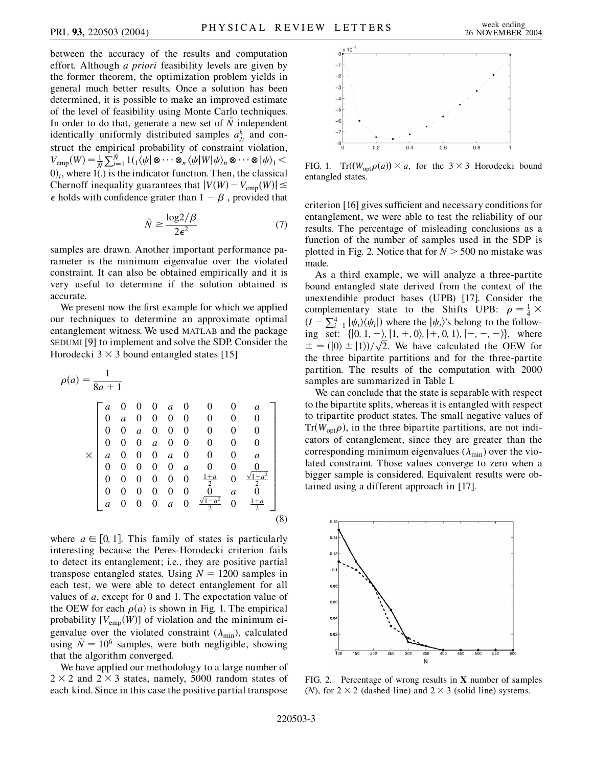between the accuracy of the results and computation effort. Although *a priori* feasibility levels are given by the former theorem, the optimization problem yields in general much better results. Once a solution has been determined, it is possible to make an improved estimate of the level of feasibility using Monte Carlo techniques. In order to do that, generate a new set of $\tilde{N}$ independent identically uniformly distributed samples $a_{j_l}^k$ and construct the empirical probability of constraint violation, $V_{\rm emp}(W) = \frac{1}{\tilde{N}}\sum_{i=1}^{\tilde{N}} 1({}_1\langle\psi| \otimes \cdots \otimes_n \langle\psi|W|\psi\rangle_n \otimes \cdots \otimes |\psi\rangle_1 < 0)_i$, where 1(.) is the indicator function. Then, the classical Chernoff inequality guarantees that $|V(W) - V_{\rm emp}(W)| \leq \epsilon$ holds with confidence grater than $1 - \beta$ , provided that

$$\tilde{N} \geq \frac{\log 2/\beta}{2\epsilon^2} \tag{7}$$

samples are drawn. Another important performance parameter is the minimum eigenvalue over the violated constraint. It can also be obtained empirically and it is very useful to determine if the solution obtained is accurate.

We present now the first example for which we applied our techniques to determine an approximate optimal entanglement witness. We used MATLAB and the package SEDUMI [9] to implement and solve the SDP. Consider the Horodecki $3 \times 3$ bound entangled states [15]

$$\rho(a) = \frac{1}{8a+1} \times \begin{bmatrix} a & 0 & 0 & 0 & a & 0 & 0 & 0 & a \\ 0 & a & 0 & 0 & 0 & 0 & 0 & 0 & 0 \\ 0 & 0 & a & 0 & 0 & 0 & 0 & 0 & 0 \\ 0 & 0 & 0 & a & 0 & 0 & 0 & 0 & 0 \\ a & 0 & 0 & 0 & a & 0 & 0 & 0 & a \\ 0 & 0 & 0 & 0 & 0 & a & 0 & 0 & 0 \\ 0 & 0 & 0 & 0 & 0 & 0 & \frac{1+a}{2} & 0 & \frac{\sqrt{1-a^2}}{2} \\ 0 & 0 & 0 & 0 & 0 & 0 & 0 & a & 0 \\ a & 0 & 0 & 0 & a & 0 & \frac{\sqrt{1-a^2}}{2} & 0 & \frac{1+a}{2} \end{bmatrix} \tag{8}$$

where $a \in [0, 1]$. This family of states is particularly interesting because the Peres-Horodecki criterion fails to detect its entanglement; i.e., they are positive partial transpose entangled states. Using $N = 1200$ samples in each test, we were able to detect entanglement for all values of $a$, except for 0 and 1. The expectation value of the OEW for each $\rho(a)$ is shown in Fig. 1. The empirical probability $[V_{\rm emp}(W)]$ of violation and the minimum eigenvalue over the violated constraint ($\lambda_{\min}$), calculated using $\tilde{N} = 10^6$ samples, were both negligible, showing that the algorithm converged.

We have applied our methodology to a large number of $2 \times 2$ and $2 \times 3$ states, namely, 5000 random states of each kind. Since in this case the positive partial transpose criterion [16] gives sufficient and necessary conditions for entanglement, we were able to test the reliability of our results. The percentage of misleading conclusions as a function of the number of samples used in the SDP is plotted in Fig. 2. Notice that for $N > 500$ no mistake was made.

FIG. 1. $\mathrm{Tr}((W_{\rm opt}\rho(a)) \times a$, for the $3 \times 3$ Horodecki bound entangled states.

As a third example, we will analyze a three-partite bound entangled state derived from the context of the unextendible product bases (UPB) [17]. Consider the complementary state to the Shifts UPB: $\rho = \frac{1}{4} \times (I - \sum_{i=1}^{4} |\psi_i\rangle\langle\psi_i|)$ where the $|\psi_i\rangle$'s belong to the following set: $\{|0, 1, +\rangle, |1, +, 0\rangle, |+, 0, 1\rangle, |-, -, -\rangle\}$, where $\pm = (|0\rangle \pm |1\rangle)/\sqrt{2}$. We have calculated the OEW for the three bipartite partitions and for the three-partite partition. The results of the computation with 2000 samples are summarized in Table I.

We can conclude that the state is separable with respect to the bipartite splits, whereas it is entangled with respect to tripartite product states. The small negative values of $\mathrm{Tr}(W_{\rm opt}\rho)$, in the three bipartite partitions, are not indicators of entanglement, since they are greater than the corresponding minimum eigenvalues ($\lambda_{\min}$) over the violated constraint. Those values converge to zero when a bigger sample is considered. Equivalent results were obtained using a different approach in [17].

FIG. 2. Percentage of wrong results in **X** number of samples ($N$), for $2 \times 2$ (dashed line) and $2 \times 3$ (solid line) systems.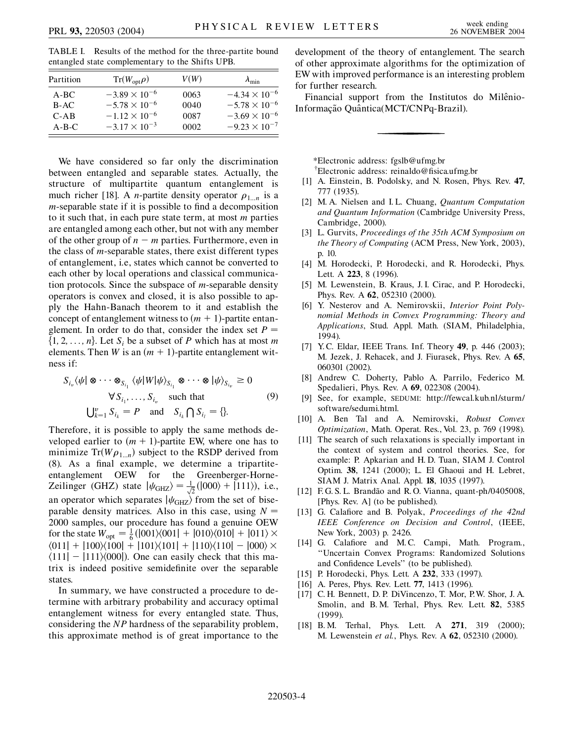TABLE I. Results of the method for the three-partite bound entangled state complementary to the Shifts UPB.

| Partition | $\mathrm{Tr}(W_{\mathrm{opt}}\rho)$ | $V(W)$ | $\lambda_{\min}$ |
|---|---|---|---|
| A-BC | $-3.89 \times 10^{-6}$ | 0063 | $-4.34 \times 10^{-6}$ |
| B-AC | $-5.78 \times 10^{-6}$ | 0040 | $-5.78 \times 10^{-6}$ |
| C-AB | $-1.12 \times 10^{-6}$ | 0087 | $-3.69 \times 10^{-6}$ |
| A-B-C | $-3.17 \times 10^{-3}$ | 0002 | $-9.23 \times 10^{-7}$ |

We have considered so far only the discrimination between entangled and separable states. Actually, the structure of multipartite quantum entanglement is much richer [18]. A $n$-partite density operator $\rho_{1\ldots n}$ is a $m$-separable state if it is possible to find a decomposition to it such that, in each pure state term, at most $m$ parties are entangled among each other, but not with any member of the other group of $n-m$ parties. Furthermore, even in the class of $m$-separable states, there exist different types of entanglement, i.e, states which cannot be converted to each other by local operations and classical communication protocols. Since the subspace of $m$-separable density operators is convex and closed, it is also possible to apply the Hahn-Banach theorem to it and establish the concept of entanglement witness to $(m+1)$-partite entanglement. In order to do that, consider the index set $P = \{1, 2, \ldots, n\}$. Let $S_i$ be a subset of $P$ which has at most $m$ elements. Then $W$ is an $(m+1)$-partite entanglement witness if:

$$
\begin{gathered}
{}_{S_{i_\nu}}\langle\psi| \otimes \cdots \otimes_{S_{i_1}} \langle\psi|W|\psi\rangle_{S_{i_1}} \otimes \cdots \otimes |\psi\rangle_{S_{i_\nu}} \geq 0 \\
\forall S_{i_1}, \ldots, S_{i_\nu} \quad \text{such that} \\
\bigcup_{k=1}^{\nu} S_{i_k} = P \quad \text{and} \quad S_{i_k} \bigcap S_{i_l} = \{\}.
\end{gathered}
\tag{9}
$$

Therefore, it is possible to apply the same methods developed earlier to $(m+1)$-partite EW, where one has to minimize $\mathrm{Tr}(W\rho_{1\ldots n})$ subject to the RSDP derived from (8). As a final example, we determine a tripartite-entanglement OEW for the Greenberger-Horne-Zeilinger (GHZ) state $|\psi_{\mathrm{GHZ}}\rangle = \frac{1}{\sqrt{2}}(|000\rangle + |111\rangle)$, i.e., an operator which separates $|\psi_{\mathrm{GHZ}}\rangle$ from the set of biseparable density matrices. Also in this case, using $N = 2000$ samples, our procedure has found a genuine OEW for the state $W_{\mathrm{opt}} = \frac{1}{6}(|001\rangle\langle 001| + |010\rangle\langle 010| + |011\rangle \times \langle 011| + |100\rangle\langle 100| + |101\rangle\langle 101| + |110\rangle\langle 110| - |000\rangle \times \langle 111| - |111\rangle\langle 000|)$. One can easily check that this matrix is indeed positive semidefinite over the separable states.

In summary, we have constructed a procedure to determine with arbitrary probability and accuracy optimal entanglement witness for every entangled state. Thus, considering the *NP* hardness of the separability problem, this approximate method is of great importance to the development of the theory of entanglement. The search of other approximate algorithms for the optimization of EW with improved performance is an interesting problem for further research.

Financial support from the Institutos do Milênio-Informação Quântica(MCT/CNPq-Brazil).

*Electronic address: fgslb@ufmg.br

†Electronic address: reinaldo@fisica.ufmg.br

[1] A. Einstein, B. Podolsky, and N. Rosen, Phys. Rev. **47**, 777 (1935).

[2] M. A. Nielsen and I. L. Chuang, *Quantum Computation and Quantum Information* (Cambridge University Press, Cambridge, 2000).

[3] L. Gurvits, *Proceedings of the 35th ACM Symposium on the Theory of Computing* (ACM Press, New York, 2003), p. 10.

[4] M. Horodecki, P. Horodecki, and R. Horodecki, Phys. Lett. A **223**, 8 (1996).

[5] M. Lewenstein, B. Kraus, J. I. Cirac, and P. Horodecki, Phys. Rev. A **62**, 052310 (2000).

[6] Y. Nesterov and A. Nemirovskii, *Interior Point Polynomial Methods in Convex Programming: Theory and Applications*, Stud. Appl. Math. (SIAM, Philadelphia, 1994).

[7] Y. C. Eldar, IEEE Trans. Inf. Theory **49**, p. 446 (2003); M. Jezek, J. Rehacek, and J. Fiurasek, Phys. Rev. A **65**, 060301 (2002).

[8] Andrew C. Doherty, Pablo A. Parrilo, Federico M. Spedalieri, Phys. Rev. A **69**, 022308 (2004).

[9] See, for example, SEDUMI: http://fewcal.kub.nl/sturm/software/sedumi.html.

[10] A. Ben Tal and A. Nemirovski, *Robust Convex Optimization*, Math. Operat. Res., Vol. 23, p. 769 (1998).

[11] The search of such relaxations is specially important in the context of system and control theories. See, for example: P. Apkarian and H. D. Tuan, SIAM J. Control Optim. **38**, 1241 (2000); L. El Ghaoui and H. Lebret, SIAM J. Matrix Anal. Appl. **18**, 1035 (1997).

[12] F. G. S. L. Brandão and R. O. Vianna, quant-ph/0405008, [Phys. Rev. A] (to be published).

[13] G. Calafiore and B. Polyak, *Proceedings of the 42nd IEEE Conference on Decision and Control*, (IEEE, New York, 2003) p. 2426.

[14] G. Calafiore and M. C. Campi, Math. Program., "Uncertain Convex Programs: Randomized Solutions and Confidence Levels" (to be published).

[15] P. Horodecki, Phys. Lett. A **232**, 333 (1997).

[16] A. Peres, Phys. Rev. Lett. **77**, 1413 (1996).

[17] C. H. Bennett, D. P. DiVincenzo, T. Mor, P. W. Shor, J. A. Smolin, and B. M. Terhal, Phys. Rev. Lett. **82**, 5385 (1999).

[18] B. M. Terhal, Phys. Lett. A **271**, 319 (2000); M. Lewenstein *et al.*, Phys. Rev. A **62**, 052310 (2000).